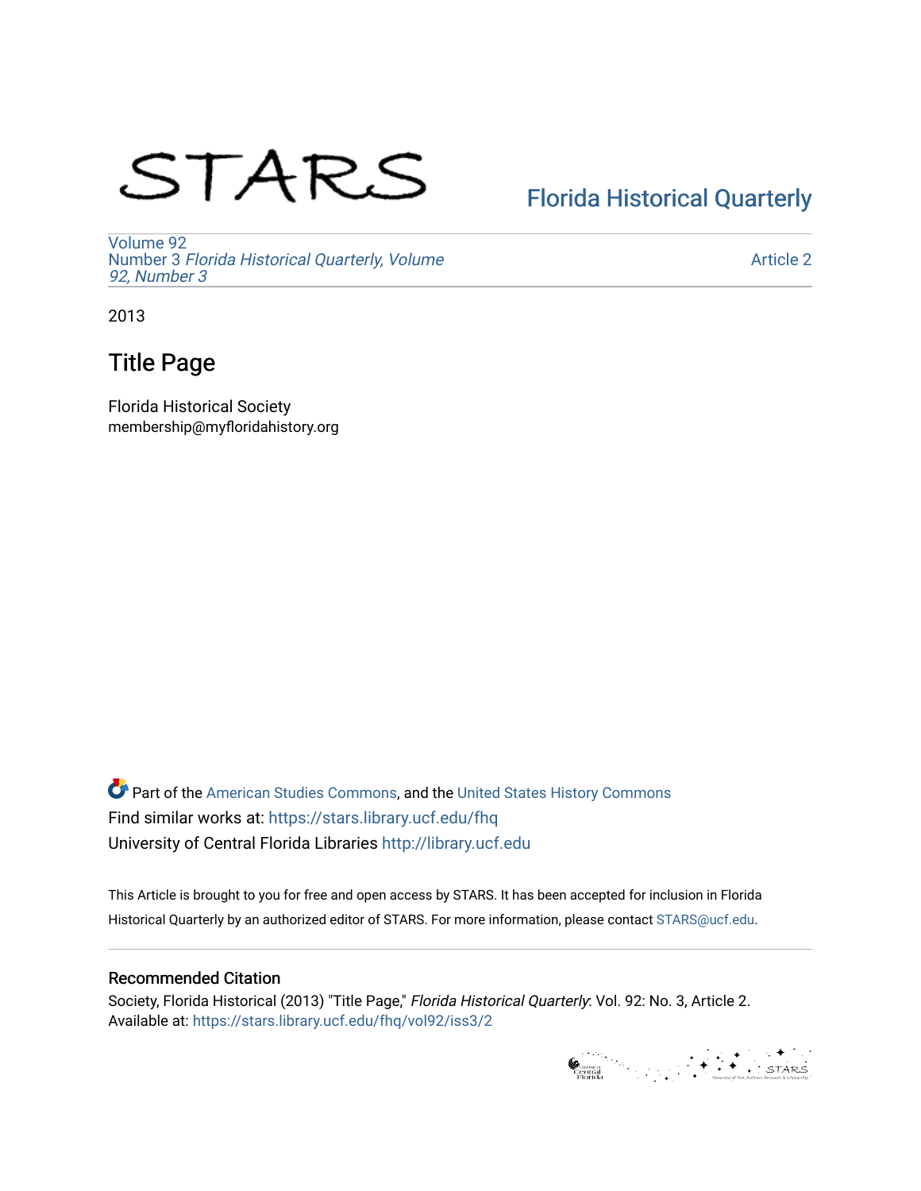STARS

Florida Historical Quarterly

Volume 92
Number 3 *Florida Historical Quarterly, Volume 92, Number 3*

Article 2

2013

# Title Page

Florida Historical Society
membership@myfloridahistory.org

Part of the American Studies Commons, and the United States History Commons
Find similar works at: https://stars.library.ucf.edu/fhq
University of Central Florida Libraries http://library.ucf.edu

This Article is brought to you for free and open access by STARS. It has been accepted for inclusion in Florida Historical Quarterly by an authorized editor of STARS. For more information, please contact STARS@ucf.edu.

## Recommended Citation

Society, Florida Historical (2013) "Title Page," *Florida Historical Quarterly*: Vol. 92: No. 3, Article 2.
Available at: https://stars.library.ucf.edu/fhq/vol92/iss3/2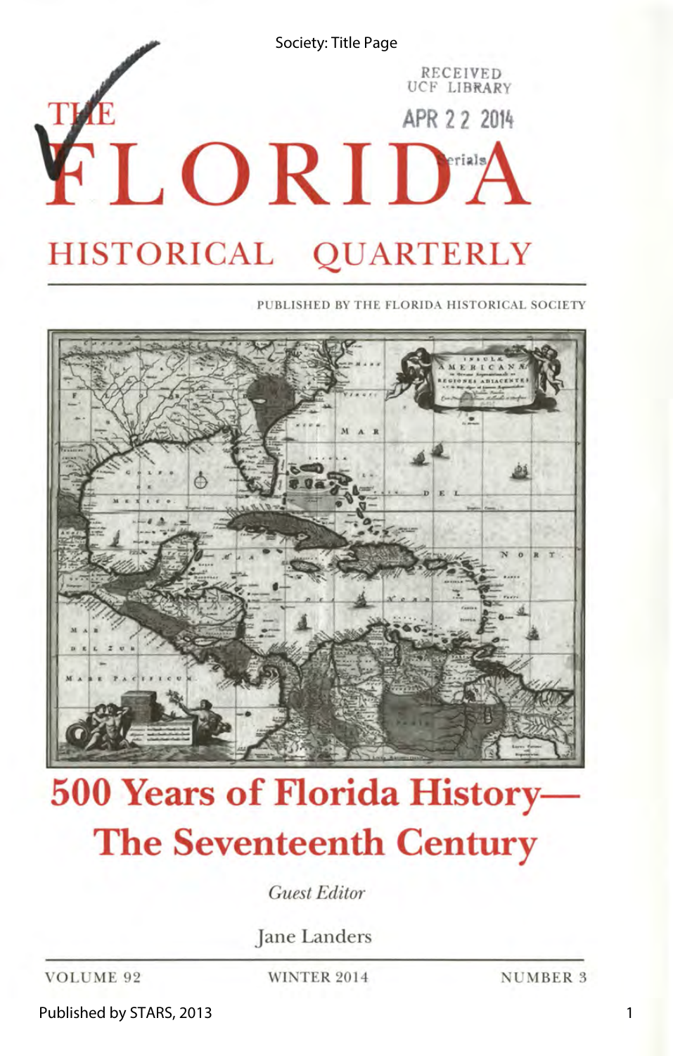# THE FLORIDA HISTORICAL QUARTERLY

PUBLISHED BY THE FLORIDA HISTORICAL SOCIETY

# 500 Years of Florida History— The Seventeenth Century

*Guest Editor*

Jane Landers

VOLUME 92 | WINTER 2014 | NUMBER 3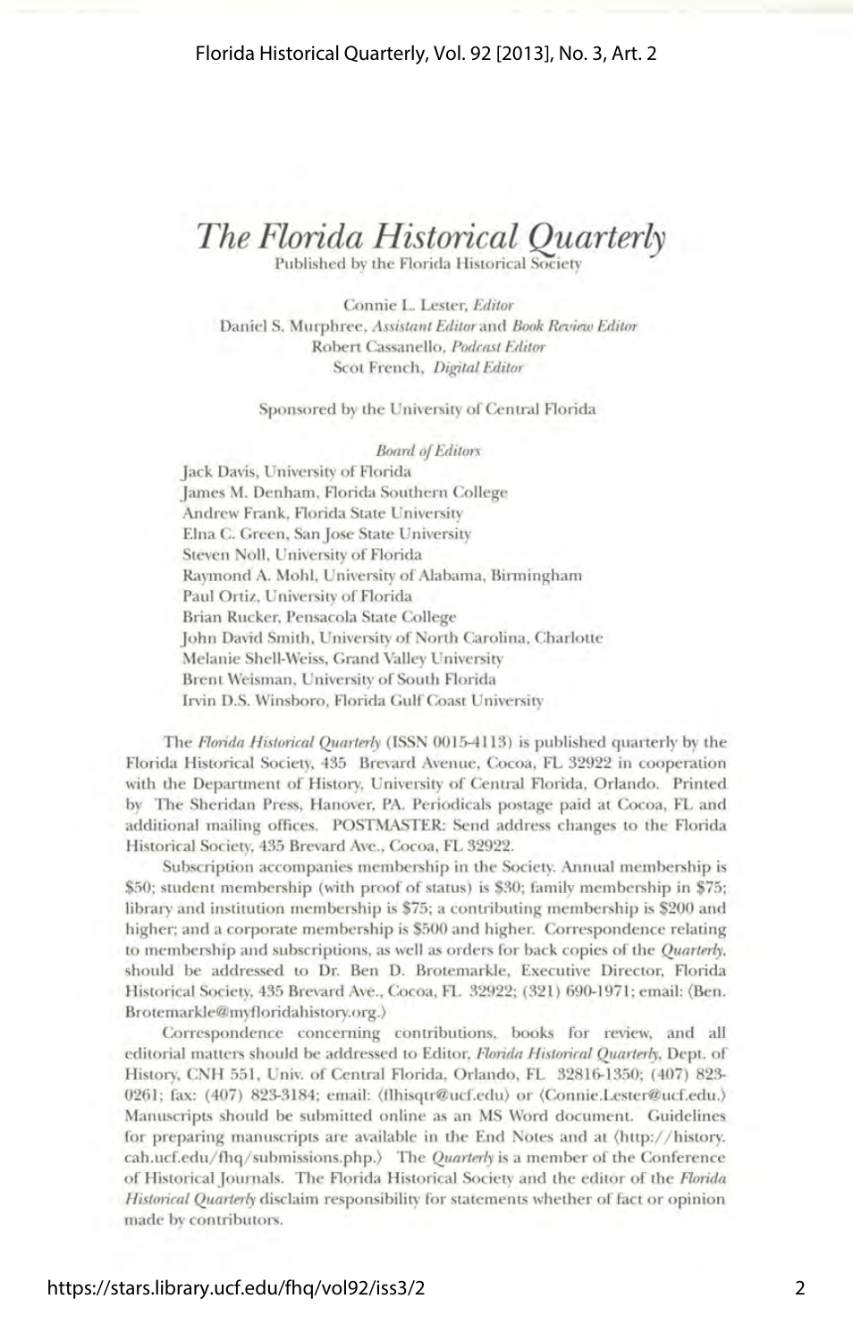# *The Florida Historical Quarterly*

Published by the Florida Historical Society

Connie L. Lester, *Editor*
Daniel S. Murphree, *Assistant Editor* and *Book Review Editor*
Robert Cassanello, *Podcast Editor*
Scot French, *Digital Editor*

Sponsored by the University of Central Florida

*Board of Editors*

Jack Davis, University of Florida
James M. Denham, Florida Southern College
Andrew Frank, Florida State University
Elna C. Green, San Jose State University
Steven Noll, University of Florida
Raymond A. Mohl, University of Alabama, Birmingham
Paul Ortiz, University of Florida
Brian Rucker, Pensacola State College
John David Smith, University of North Carolina, Charlotte
Melanie Shell-Weiss, Grand Valley University
Brent Weisman, University of South Florida
Irvin D.S. Winsboro, Florida Gulf Coast University

The *Florida Historical Quarterly* (ISSN 0015-4113) is published quarterly by the Florida Historical Society, 435 Brevard Avenue, Cocoa, FL 32922 in cooperation with the Department of History, University of Central Florida, Orlando. Printed by The Sheridan Press, Hanover, PA. Periodicals postage paid at Cocoa, FL and additional mailing offices. POSTMASTER: Send address changes to the Florida Historical Society, 435 Brevard Ave., Cocoa, FL 32922.

Subscription accompanies membership in the Society. Annual membership is $50; student membership (with proof of status) is $30; family membership in $75; library and institution membership is $75; a contributing membership is $200 and higher; and a corporate membership is $500 and higher. Correspondence relating to membership and subscriptions, as well as orders for back copies of the *Quarterly*, should be addressed to Dr. Ben D. Brotemarkle, Executive Director, Florida Historical Society, 435 Brevard Ave., Cocoa, FL 32922; (321) 690-1971; email: ⟨Ben.Brotemarkle@myfloridahistory.org.⟩

Correspondence concerning contributions, books for review, and all editorial matters should be addressed to Editor, *Florida Historical Quarterly*, Dept. of History, CNH 551, Univ. of Central Florida, Orlando, FL 32816-1350; (407) 823-0261; fax: (407) 823-3184; email: ⟨flhisqtr@ucf.edu⟩ or ⟨Connie.Lester@ucf.edu.⟩ Manuscripts should be submitted online as an MS Word document. Guidelines for preparing manuscripts are available in the End Notes and at ⟨http://history.cah.ucf.edu/fhq/submissions.php.⟩ The *Quarterly* is a member of the Conference of Historical Journals. The Florida Historical Society and the editor of the *Florida Historical Quarterly* disclaim responsibility for statements whether of fact or opinion made by contributors.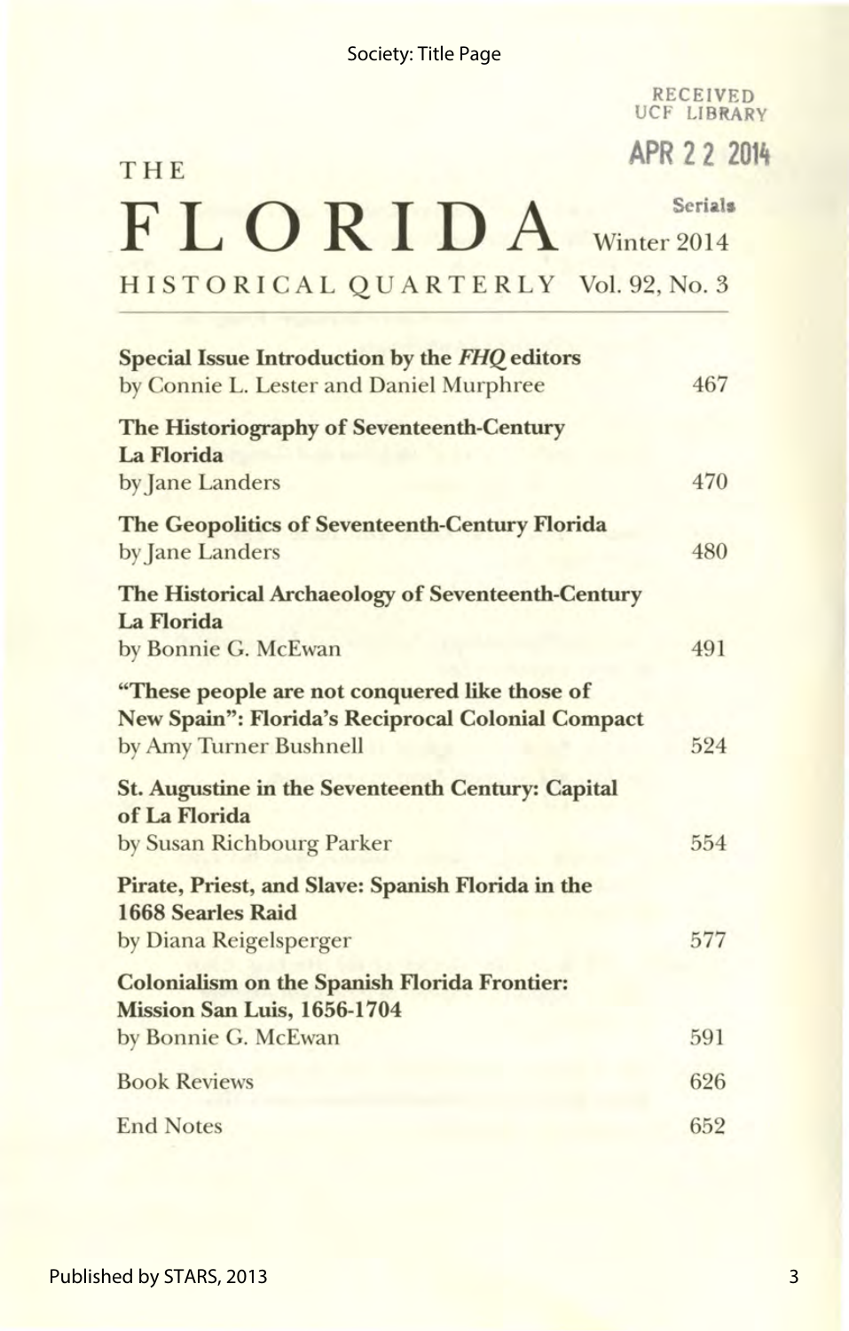RECEIVED
UCF LIBRARY

APR 22 2014

Serials

# THE FLORIDA HISTORICAL QUARTERLY

Winter 2014
Vol. 92, No. 3

| | |
|---|---|
| **Special Issue Introduction by the *FHQ* editors**<br>by Connie L. Lester and Daniel Murphree | 467 |
| **The Historiography of Seventeenth-Century La Florida**<br>by Jane Landers | 470 |
| **The Geopolitics of Seventeenth-Century Florida**<br>by Jane Landers | 480 |
| **The Historical Archaeology of Seventeenth-Century La Florida**<br>by Bonnie G. McEwan | 491 |
| **"These people are not conquered like those of New Spain": Florida's Reciprocal Colonial Compact**<br>by Amy Turner Bushnell | 524 |
| **St. Augustine in the Seventeenth Century: Capital of La Florida**<br>by Susan Richbourg Parker | 554 |
| **Pirate, Priest, and Slave: Spanish Florida in the 1668 Searles Raid**<br>by Diana Reigelsperger | 577 |
| **Colonialism on the Spanish Florida Frontier: Mission San Luis, 1656-1704**<br>by Bonnie G. McEwan | 591 |
| Book Reviews | 626 |
| End Notes | 652 |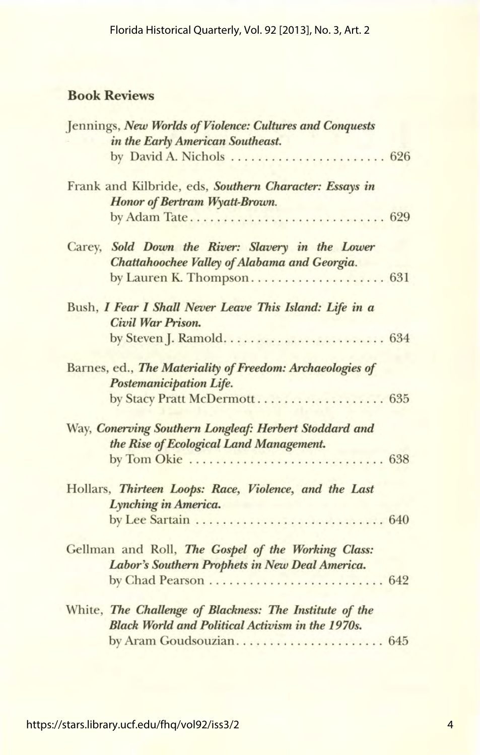## Book Reviews

Jennings, ***New Worlds of Violence: Cultures and Conquests in the Early American Southeast.***
by David A. Nichols ........................ 626

Frank and Kilbride, eds, ***Southern Character: Essays in Honor of Bertram Wyatt-Brown.***
by Adam Tate ............................. 629

Carey, ***Sold Down the River: Slavery in the Lower Chattahoochee Valley of Alabama and Georgia.***
by Lauren K. Thompson.................... 631

Bush, ***I Fear I Shall Never Leave This Island: Life in a Civil War Prison.***
by Steven J. Ramold......................... 634

Barnes, ed., ***The Materiality of Freedom: Archaeologies of Postemanicipation Life.***
by Stacy Pratt McDermott.................... 635

Way, ***Conerving Southern Longleaf: Herbert Stoddard and the Rise of Ecological Land Management.***
by Tom Okie ............................. 638

Hollars, ***Thirteen Loops: Race, Violence, and the Last Lynching in America.***
by Lee Sartain ............................. 640

Gellman and Roll, ***The Gospel of the Working Class: Labor's Southern Prophets in New Deal America.***
by Chad Pearson .......................... 642

White, ***The Challenge of Blackness: The Institute of the Black World and Political Activism in the 1970s.***
by Aram Goudsouzian...................... 645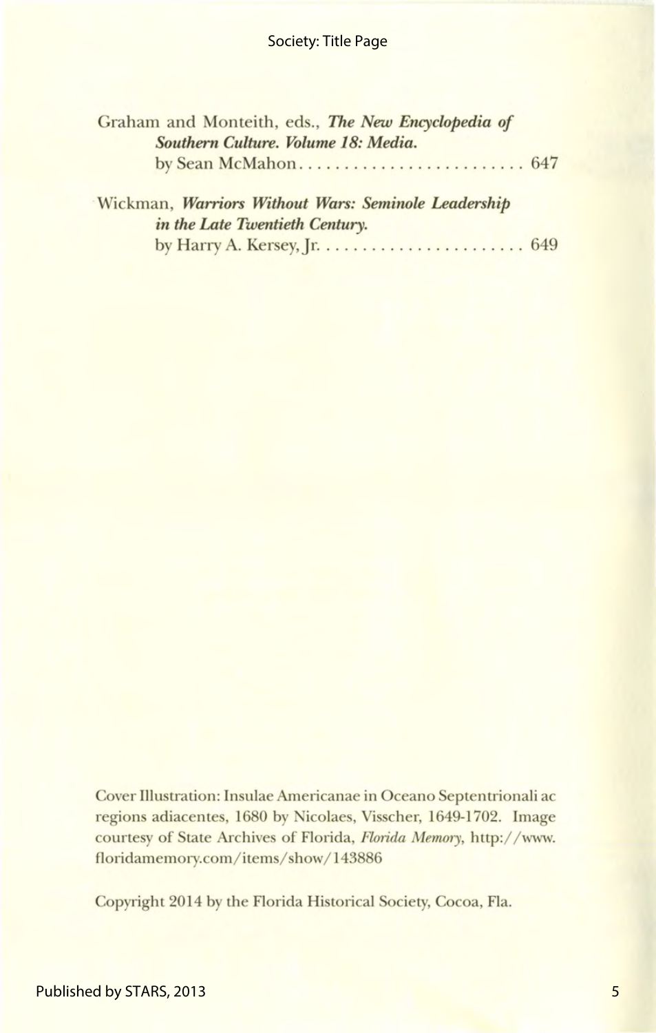Graham and Monteith, eds., ***The New Encyclopedia of Southern Culture. Volume 18: Media.***
by Sean McMahon .......................... 647

Wickman, ***Warriors Without Wars: Seminole Leadership in the Late Twentieth Century.***
by Harry A. Kersey, Jr. ....................... 649

Cover Illustration: Insulae Americanae in Oceano Septentrionali ac regions adiacentes, 1680 by Nicolaes, Visscher, 1649-1702. Image courtesy of State Archives of Florida, *Florida Memory*, http://www.floridamemory.com/items/show/143886

Copyright 2014 by the Florida Historical Society, Cocoa, Fla.